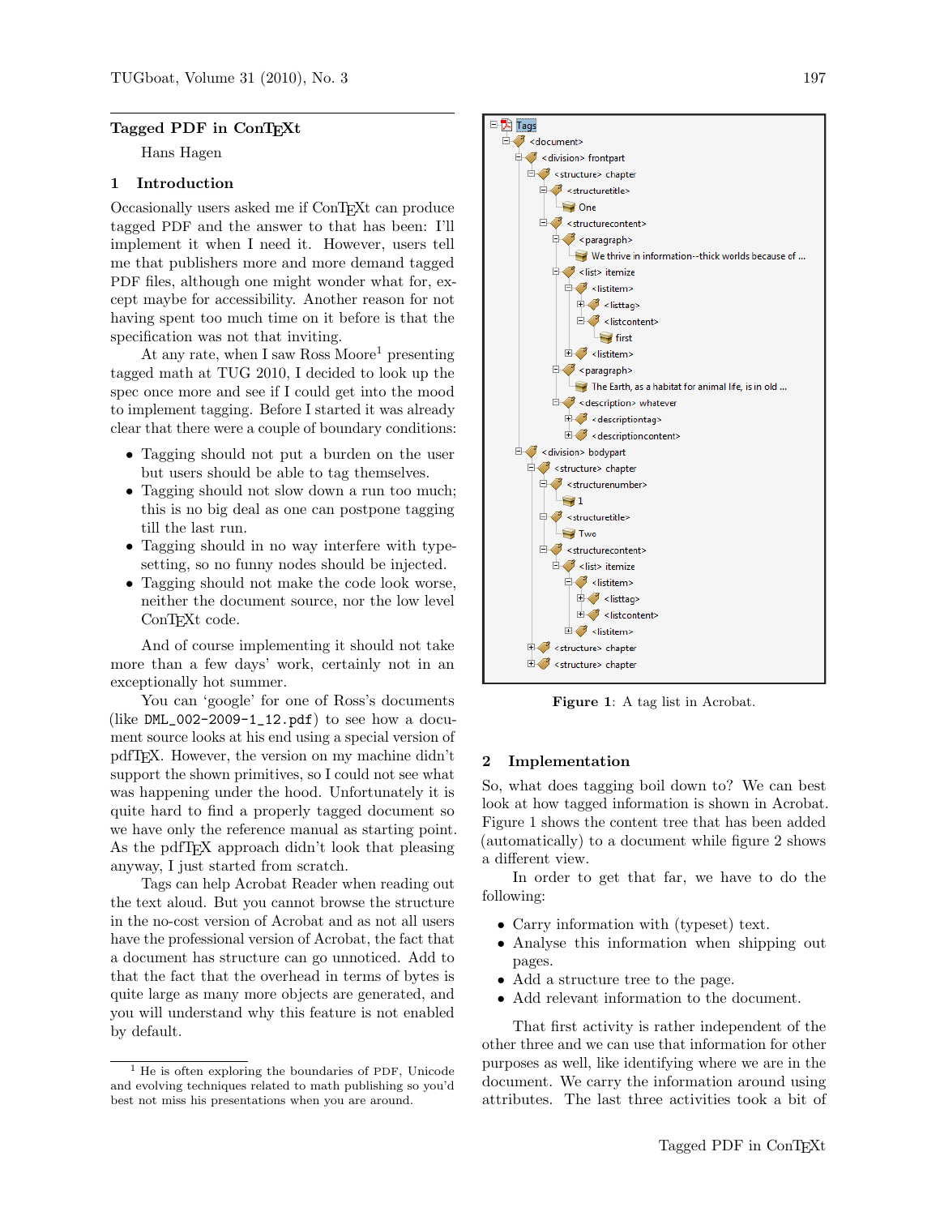# Tagged PDF in ConTEXt

Hans Hagen

## 1 Introduction

Occasionally users asked me if ConTEXt can produce tagged PDF and the answer to that has been: I'll implement it when I need it. However, users tell me that publishers more and more demand tagged PDF files, although one might wonder what for, except maybe for accessibility. Another reason for not having spent too much time on it before is that the specification was not that inviting.

At any rate, when I saw Ross Moore[1] presenting tagged math at TUG 2010, I decided to look up the spec once more and see if I could get into the mood to implement tagging. Before I started it was already clear that there were a couple of boundary conditions:

- Tagging should not put a burden on the user but users should be able to tag themselves.
- Tagging should not slow down a run too much; this is no big deal as one can postpone tagging till the last run.
- Tagging should in no way interfere with typesetting, so no funny nodes should be injected.
- Tagging should not make the code look worse, neither the document source, nor the low level ConTEXt code.

And of course implementing it should not take more than a few days' work, certainly not in an exceptionally hot summer.

You can 'google' for one of Ross's documents (like `DML_002-2009-1_12.pdf`) to see how a document source looks at his end using a special version of pdfTEX. However, the version on my machine didn't support the shown primitives, so I could not see what was happening under the hood. Unfortunately it is quite hard to find a properly tagged document so we have only the reference manual as starting point. As the pdfTEX approach didn't look that pleasing anyway, I just started from scratch.

Tags can help Acrobat Reader when reading out the text aloud. But you cannot browse the structure in the no-cost version of Acrobat and as not all users have the professional version of Acrobat, the fact that a document has structure can go unnoticed. Add to that the fact that the overhead in terms of bytes is quite large as many more objects are generated, and you will understand why this feature is not enabled by default.

[1] He is often exploring the boundaries of PDF, Unicode and evolving techniques related to math publishing so you'd best not miss his presentations when you are around.

```
Tags
  <document>
    <division> frontpart
      <structure> chapter
        <structuretitle>
          One
        <structurecontent>
          <paragraph>
            We thrive in information--thick worlds because of ...
          <list> itemize
            <listitem>
              <listtag>
              <listcontent>
                first
            <listitem>
          <paragraph>
            The Earth, as a habitat for animal life, is in old ...
          <description> whatever
            <descriptiontag>
            <descriptioncontent>
    <division> bodypart
      <structure> chapter
        <structurenumber>
          1
        <structuretitle>
          Two
        <structurecontent>
          <list> itemize
            <listitem>
              <listtag>
              <listcontent>
            <listitem>
      <structure> chapter
      <structure> chapter
```

**Figure 1**: A tag list in Acrobat.

## 2 Implementation

So, what does tagging boil down to? We can best look at how tagged information is shown in Acrobat. Figure 1 shows the content tree that has been added (automatically) to a document while figure 2 shows a different view.

In order to get that far, we have to do the following:

- Carry information with (typeset) text.
- Analyse this information when shipping out pages.
- Add a structure tree to the page.
- Add relevant information to the document.

That first activity is rather independent of the other three and we can use that information for other purposes as well, like identifying where we are in the document. We carry the information around using attributes. The last three activities took a bit of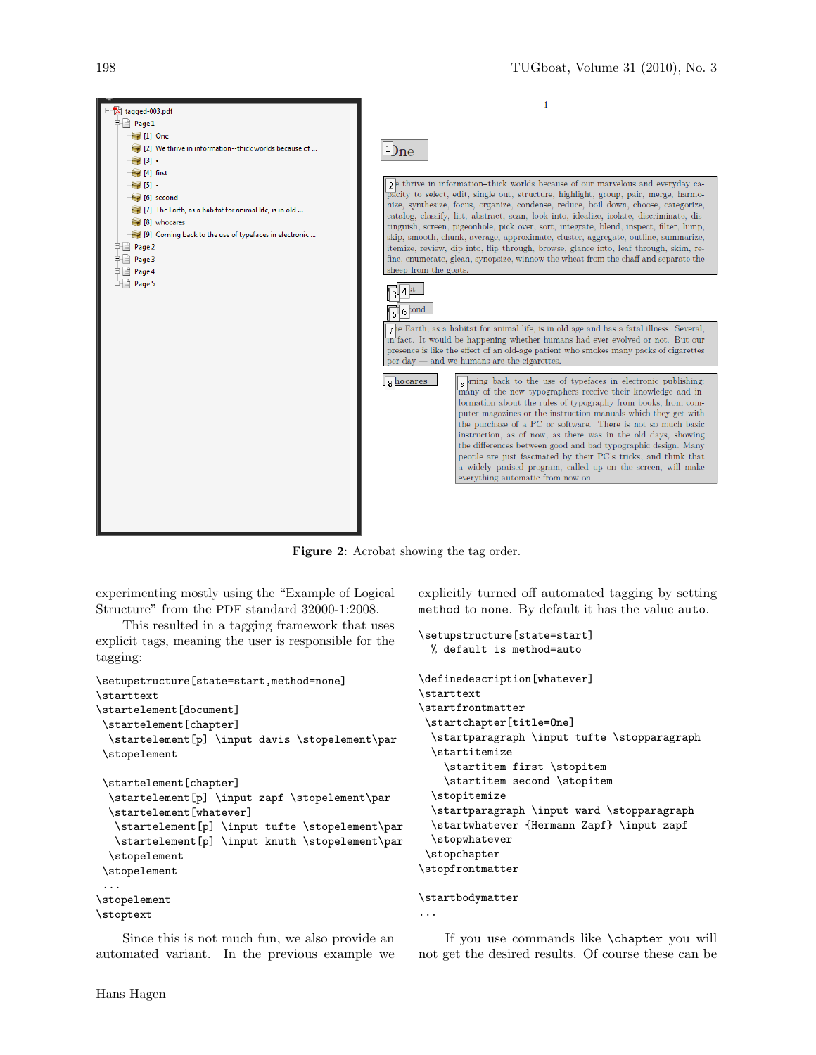**Figure 2**: Acrobat showing the tag order.

experimenting mostly using the "Example of Logical Structure" from the PDF standard 32000-1:2008.

This resulted in a tagging framework that uses explicit tags, meaning the user is responsible for the tagging:

```
\setupstructure[state=start,method=none]
\starttext
\startelement[document]
 \startelement[chapter]
  \startelement[p] \input davis \stopelement\par
 \stopelement

 \startelement[chapter]
  \startelement[p] \input zapf \stopelement\par
  \startelement[whatever]
   \startelement[p] \input tufte \stopelement\par
   \startelement[p] \input knuth \stopelement\par
  \stopelement
 \stopelement
 ...
\stopelement
\stoptext
```

Since this is not much fun, we also provide an automated variant. In the previous example we explicitly turned off automated tagging by setting `method` to `none`. By default it has the value `auto`.

```
\setupstructure[state=start]
  % default is method=auto

\definedescription[whatever]
\starttext
\startfrontmatter
 \startchapter[title=One]
  \startparagraph \input tufte \stopparagraph
  \startitemize
    \startitem first \stopitem
    \startitem second \stopitem
  \stopitemize
  \startparagraph \input ward \stopparagraph
  \startwhatever {Hermann Zapf} \input zapf
  \stopwhatever
 \stopchapter
\stopfrontmatter

\startbodymatter
...
```

If you use commands like `\chapter` you will not get the desired results. Of course these can be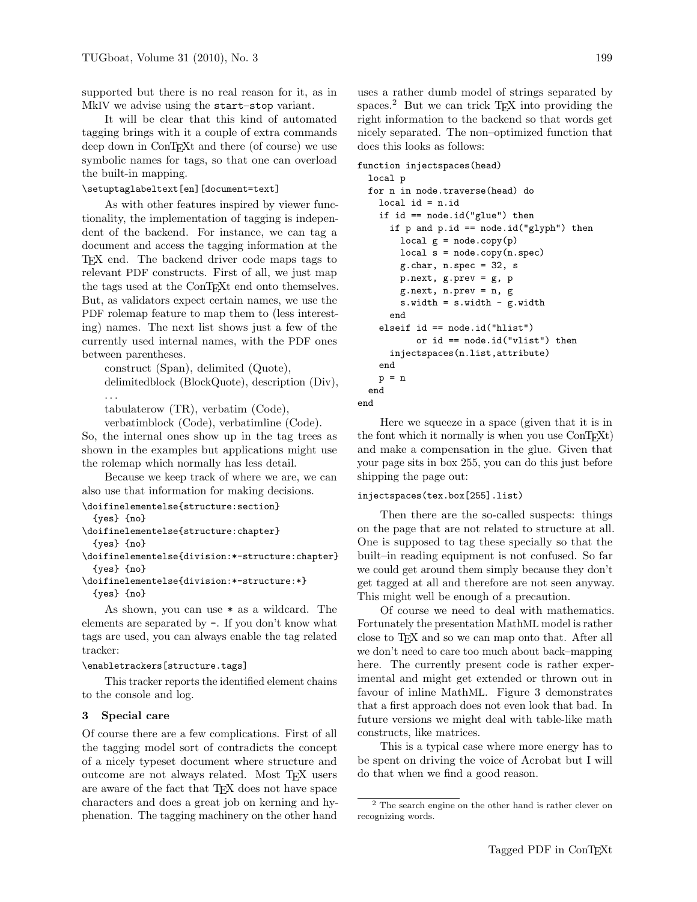supported but there is no real reason for it, as in MkIV we advise using the `start–stop` variant.

It will be clear that this kind of automated tagging brings with it a couple of extra commands deep down in ConTEXt and there (of course) we use symbolic names for tags, so that one can overload the built-in mapping.

```
\setuptaglabeltext[en][document=text]
```

As with other features inspired by viewer functionality, the implementation of tagging is independent of the backend. For instance, we can tag a document and access the tagging information at the TEX end. The backend driver code maps tags to relevant PDF constructs. First of all, we just map the tags used at the ConTEXt end onto themselves. But, as validators expect certain names, we use the PDF rolemap feature to map them to (less interesting) names. The next list shows just a few of the currently used internal names, with the PDF ones between parentheses.

construct (Span), delimited (Quote), delimitedblock (BlockQuote), description (Div), ...
tabulaterow (TR), verbatim (Code), verbatimblock (Code), verbatimline (Code).

So, the internal ones show up in the tag trees as shown in the examples but applications might use the rolemap which normally has less detail.

Because we keep track of where we are, we can also use that information for making decisions.

```
\doifelementelse{structure:section}
  {yes} {no}
\doifelementelse{structure:chapter}
  {yes} {no}
\doifelementelse{division:*-structure:chapter}
  {yes} {no}
\doifelementelse{division:*-structure:*}
  {yes} {no}
```

As shown, you can use `*` as a wildcard. The elements are separated by `-`. If you don't know what tags are used, you can always enable the tag related tracker:

```
\enabletrackers[structure.tags]
```

This tracker reports the identified element chains to the console and log.

## 3 Special care

Of course there are a few complications. First of all the tagging model sort of contradicts the concept of a nicely typeset document where structure and outcome are not always related. Most TEX users are aware of the fact that TEX does not have space characters and does a great job on kerning and hyphenation. The tagging machinery on the other hand uses a rather dumb model of strings separated by spaces.[2] But we can trick TEX into providing the right information to the backend so that words get nicely separated. The non–optimized function that does this looks as follows:

```
function injectspaces(head)
  local p
  for n in node.traverse(head) do
    local id = n.id
    if id == node.id("glue") then
      if p and p.id == node.id("glyph") then
        local g = node.copy(p)
        local s = node.copy(n.spec)
        g.char, n.spec = 32, s
        p.next, g.prev = g, p
        g.next, n.prev = n, g
        s.width = s.width - g.width
      end
    elseif id == node.id("hlist")
          or id == node.id("vlist") then
      injectspaces(n.list,attribute)
    end
    p = n
  end
end
```

Here we squeeze in a space (given that it is in the font which it normally is when you use ConTEXt) and make a compensation in the glue. Given that your page sits in box 255, you can do this just before shipping the page out:

```
injectspaces(tex.box[255].list)
```

Then there are the so-called suspects: things on the page that are not related to structure at all. One is supposed to tag these specially so that the built–in reading equipment is not confused. So far we could get around them simply because they don't get tagged at all and therefore are not seen anyway. This might well be enough of a precaution.

Of course we need to deal with mathematics. Fortunately the presentation MathML model is rather close to TEX and so we can map onto that. After all we don't need to care too much about back–mapping here. The currently present code is rather experimental and might get extended or thrown out in favour of inline MathML. Figure 3 demonstrates that a first approach does not even look that bad. In future versions we might deal with table-like math constructs, like matrices.

This is a typical case where more energy has to be spent on driving the voice of Acrobat but I will do that when we find a good reason.

[2] The search engine on the other hand is rather clever on recognizing words.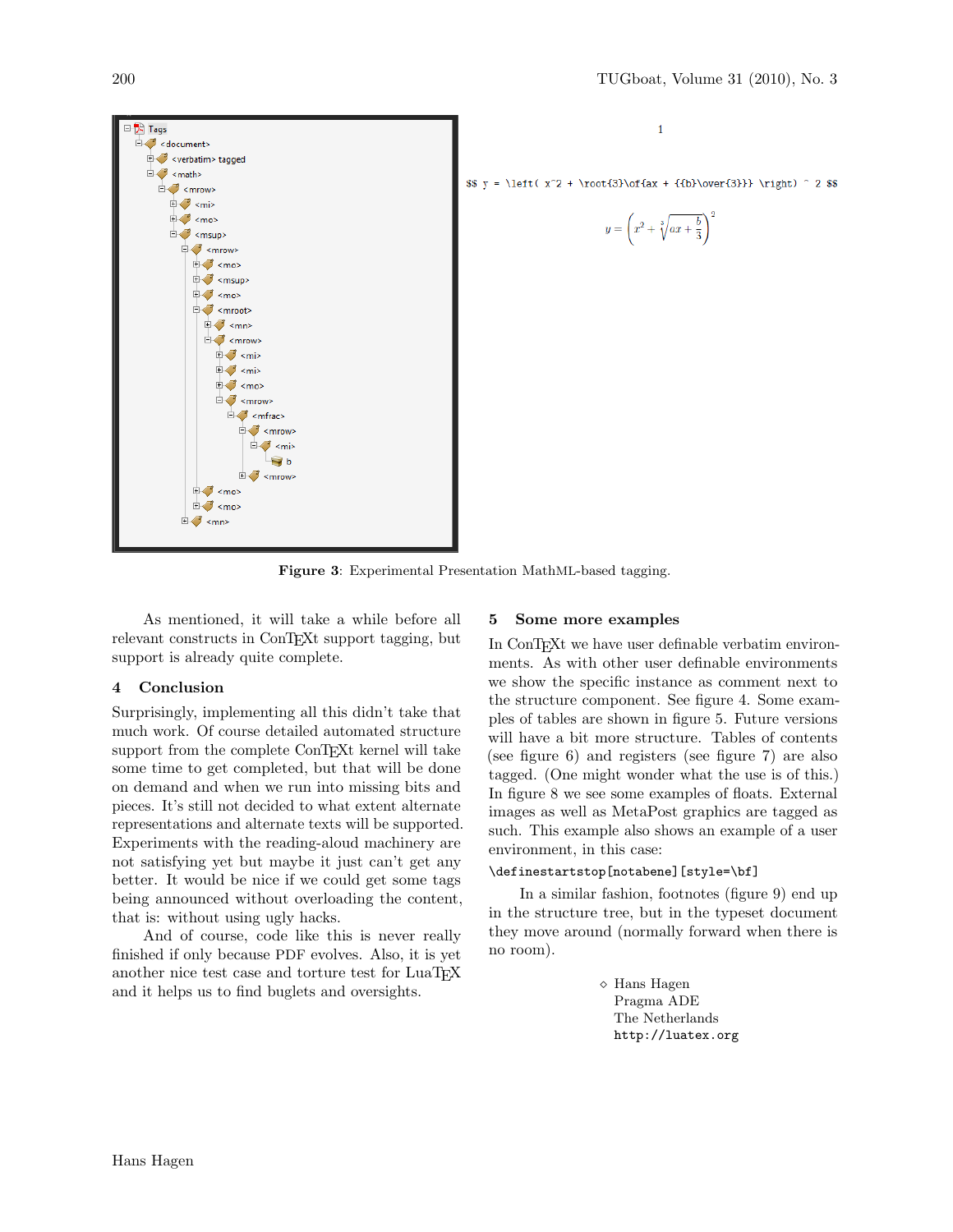```
Tags
  <document>
    <verbatim> tagged
    <math>
      <mrow>
        <mi>
        <mo>
        <msup>
          <mrow>
            <mo>
            <msup>
            <mo>
            <mroot>
              <mn>
              <mrow>
                <mi>
                <mi>
                <mo>
                <mrow>
                  <mfrac>
                    <mrow>
                      <mi>
                        b
                    <mrow>
            <mo>
            <mo>
          <mn>
```

1

```
$$ y = \left( x^2 + \root{3}\of{ax + {{b}\over{3}}} \right) ^ 2 $$
```

$$y = \left( x^2 + \sqrt[3]{ax + \frac{b}{3}} \right)^2$$

**Figure 3**: Experimental Presentation MathML-based tagging.

As mentioned, it will take a while before all relevant constructs in ConTEXt support tagging, but support is already quite complete.

## 4 Conclusion

Surprisingly, implementing all this didn't take that much work. Of course detailed automated structure support from the complete ConTEXt kernel will take some time to get completed, but that will be done on demand and when we run into missing bits and pieces. It's still not decided to what extent alternate representations and alternate texts will be supported. Experiments with the reading-aloud machinery are not satisfying yet but maybe it just can't get any better. It would be nice if we could get some tags being announced without overloading the content, that is: without using ugly hacks.

And of course, code like this is never really finished if only because PDF evolves. Also, it is yet another nice test case and torture test for LuaTEX and it helps us to find buglets and oversights.

## 5 Some more examples

In ConTEXt we have user definable verbatim environments. As with other user definable environments we show the specific instance as comment next to the structure component. See figure 4. Some examples of tables are shown in figure 5. Future versions will have a bit more structure. Tables of contents (see figure 6) and registers (see figure 7) are also tagged. (One might wonder what the use is of this.) In figure 8 we see some examples of floats. External images as well as MetaPost graphics are tagged as such. This example also shows an example of a user environment, in this case:

```
\definestartstop[notabene][style=\bf]
```

In a similar fashion, footnotes (figure 9) end up in the structure tree, but in the typeset document they move around (normally forward when there is no room).

◇ Hans Hagen
Pragma ADE
The Netherlands
http://luatex.org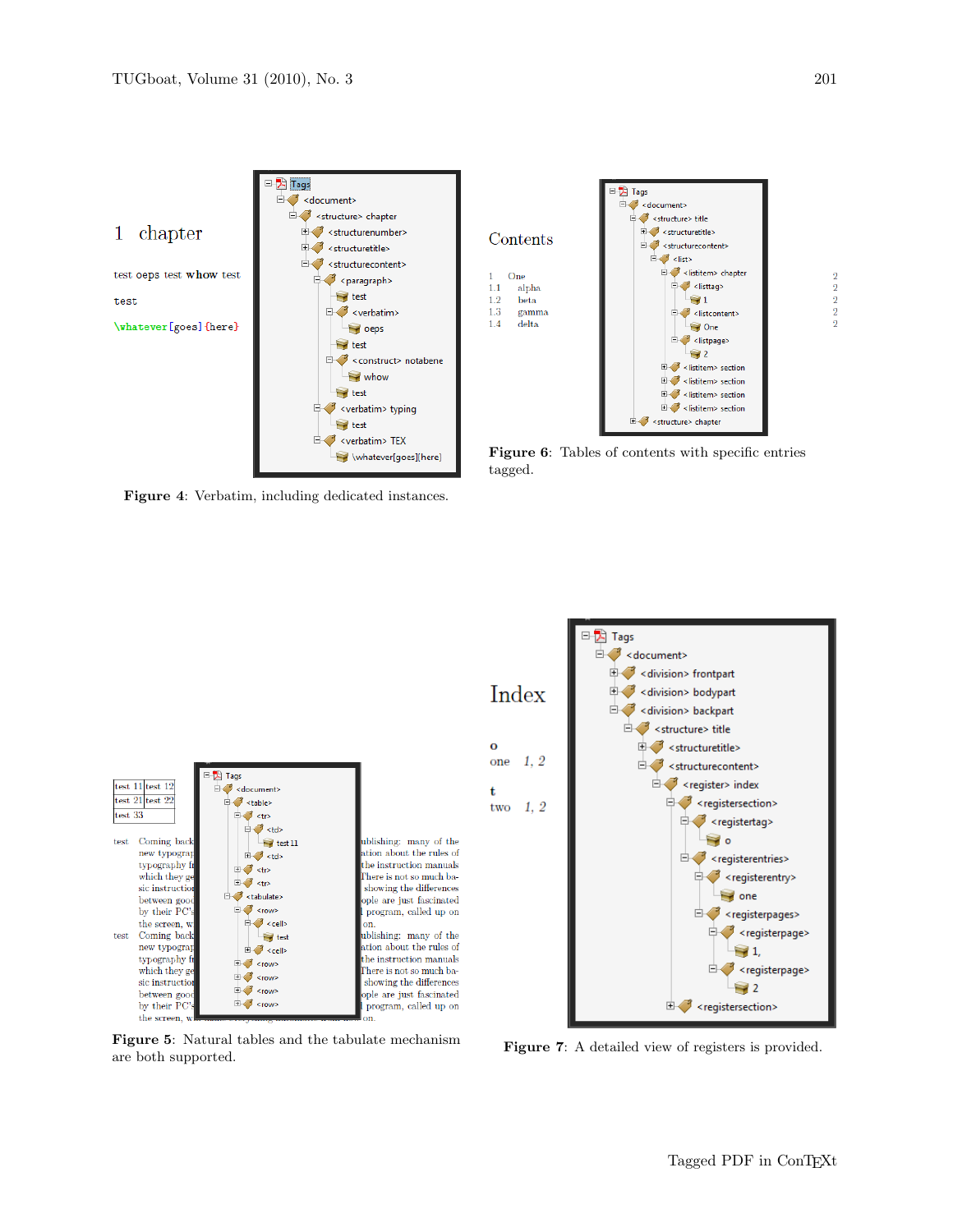# 1 chapter

test oeps test whow test

test

`\whatever[goes]{here}`

Figure 4: Verbatim, including dedicated instances.

## Contents

| | | |
|---|---|---|
| 1 | One | 2 |
| 1.1 | alpha | 2 |
| 1.2 | beta | 2 |
| 1.3 | gamma | 2 |
| 1.4 | delta | 2 |

Figure 6: Tables of contents with specific entries tagged.

| | |
|---|---|
| test 11 | test 12 |
| test 21 | test 22 |
| test 33 | |

Figure 5: Natural tables and the tabulate mechanism are both supported.

## Index

**o**

one 1, 2

**t**

two 1, 2

Figure 7: A detailed view of registers is provided.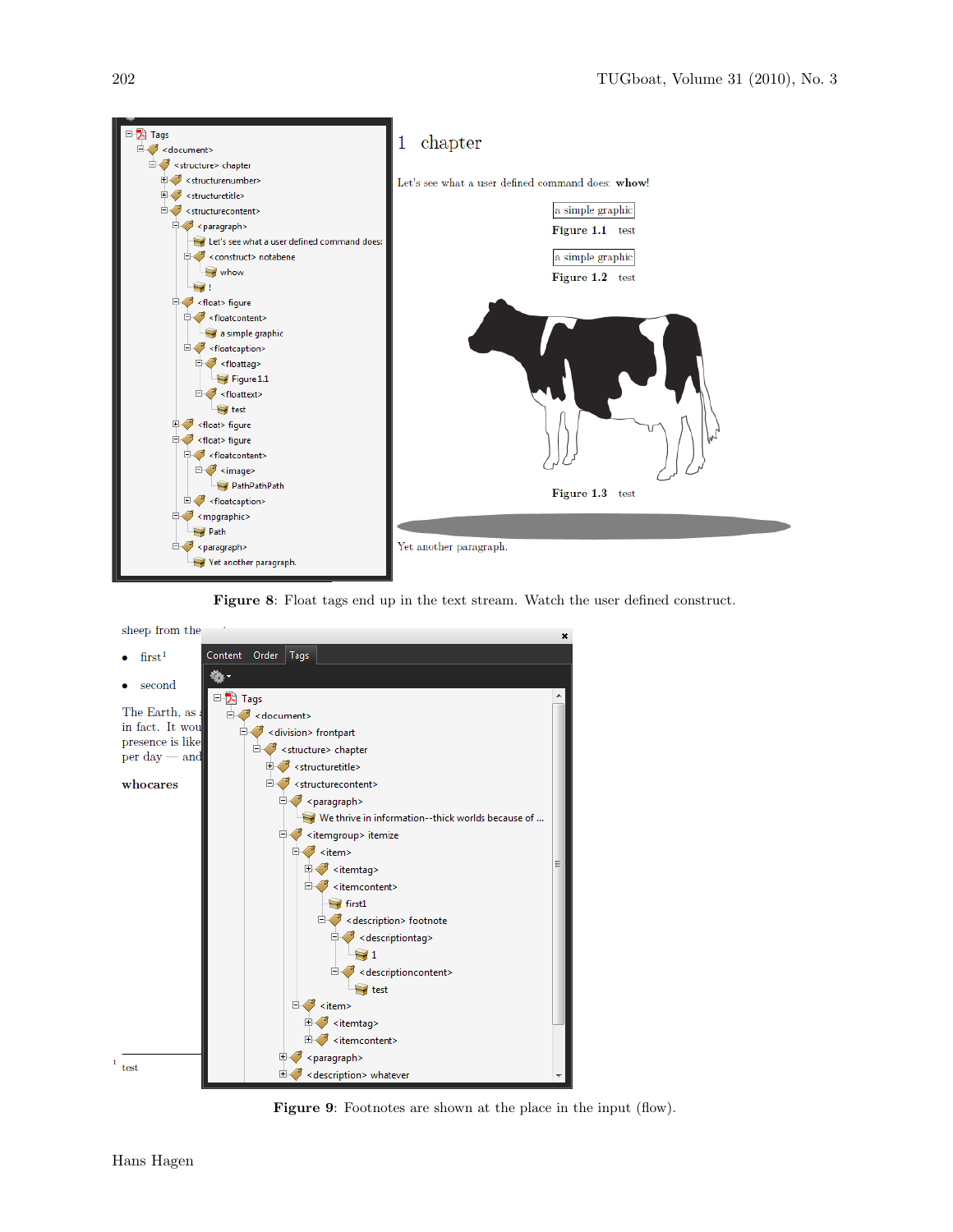Figure 8: Float tags end up in the text stream. Watch the user defined construct.

Figure 9: Footnotes are shown at the place in the input (flow).

Hans Hagen